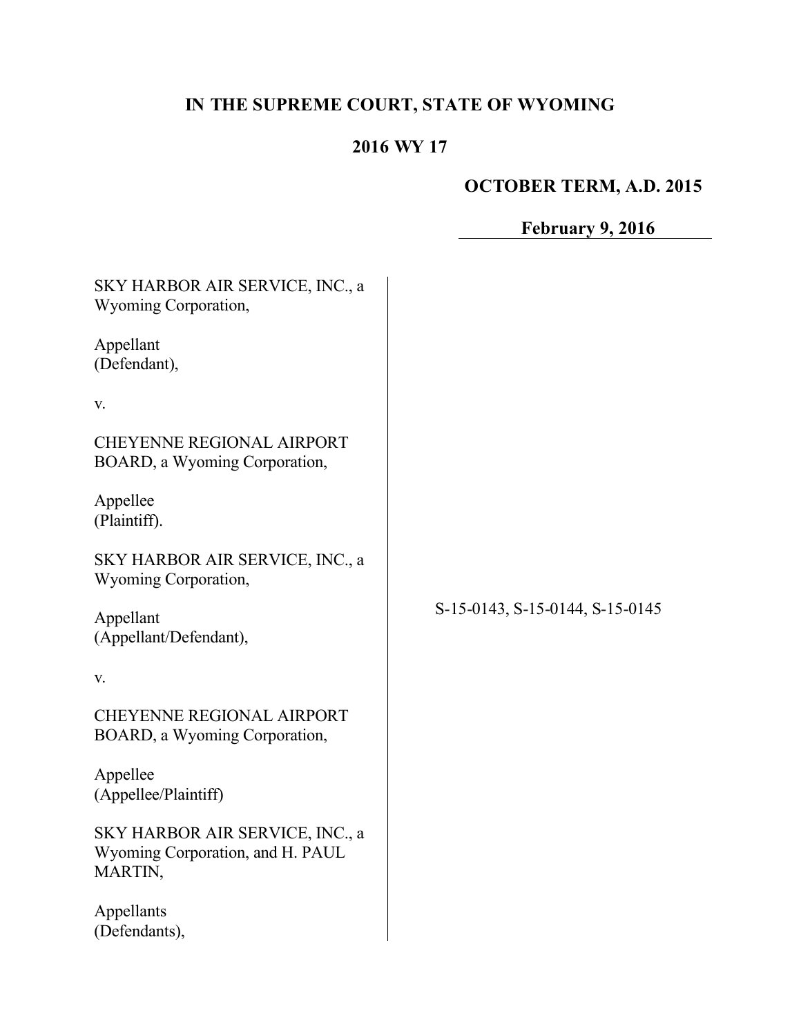# IN THE SUPREME COURT, STATE OF WYOMING

## 2016 WY 17

**OCTOBER TERM, A.D. 2015**

**February 9, 2016**

SKY HARBOR AIR SERVICE, INC., a Wyoming Corporation,

Appellant (Defendant),

v.

CHEYENNE REGIONAL AIRPORT BOARD, a Wyoming Corporation,

Appellee (Plaintiff).

SKY HARBOR AIR SERVICE, INC., a Wyoming Corporation,

Appellant (Appellant/Defendant),

v.

CHEYENNE REGIONAL AIRPORT BOARD, a Wyoming Corporation,

Appellee (Appellee/Plaintiff)

SKY HARBOR AIR SERVICE, INC., a Wyoming Corporation, and H. PAUL MARTIN,

Appellants (Defendants),

S-15-0143, S-15-0144, S-15-0145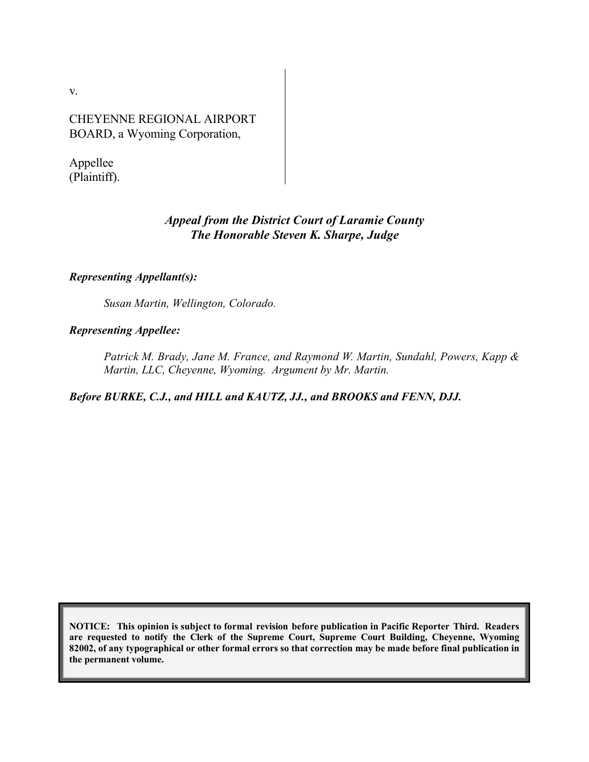v.

CHEYENNE REGIONAL AIRPORT BOARD, a Wyoming Corporation,

Appellee (Plaintiff).

*Appeal from the District Court of Laramie County*
*The Honorable Steven K. Sharpe, Judge*

***Representing Appellant(s):***

*Susan Martin, Wellington, Colorado.*

***Representing Appellee:***

*Patrick M. Brady, Jane M. France, and Raymond W. Martin, Sundahl, Powers, Kapp & Martin, LLC, Cheyenne, Wyoming. Argument by Mr. Martin.*

***Before BURKE, C.J., and HILL and KAUTZ, JJ., and BROOKS and FENN, DJJ.***

**NOTICE: This opinion is subject to formal revision before publication in Pacific Reporter Third. Readers are requested to notify the Clerk of the Supreme Court, Supreme Court Building, Cheyenne, Wyoming 82002, of any typographical or other formal errors so that correction may be made before final publication in the permanent volume.**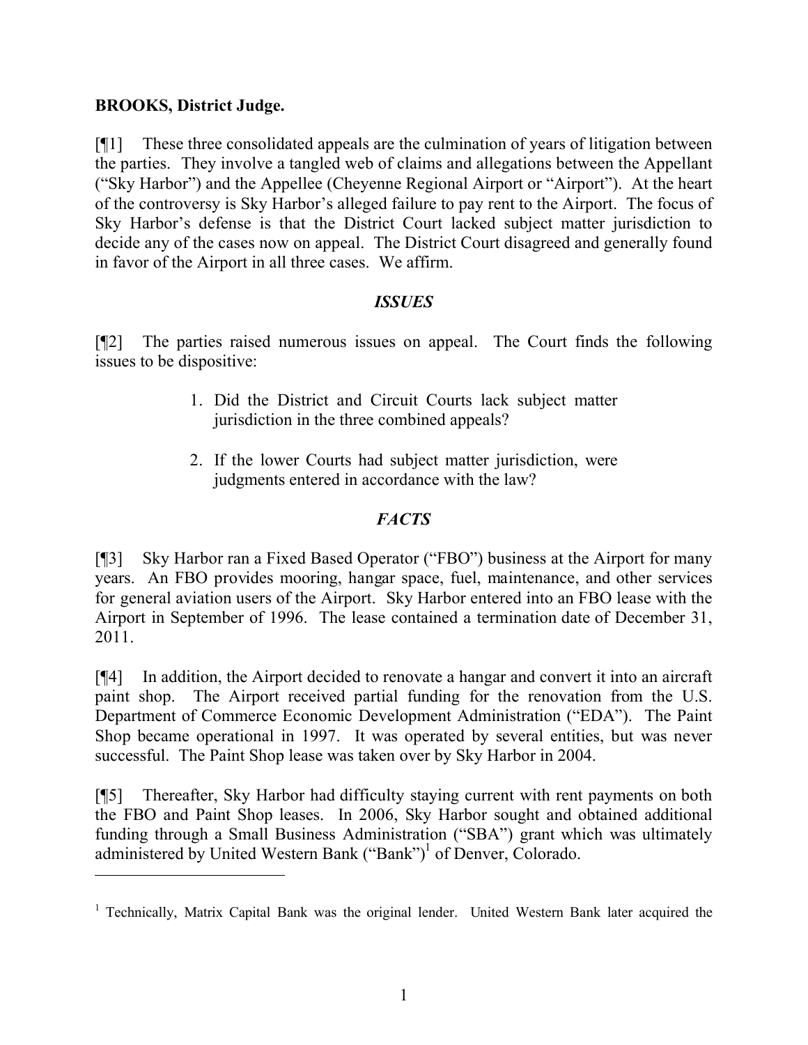**BROOKS, District Judge.**

[¶1] These three consolidated appeals are the culmination of years of litigation between the parties. They involve a tangled web of claims and allegations between the Appellant ("Sky Harbor") and the Appellee (Cheyenne Regional Airport or "Airport"). At the heart of the controversy is Sky Harbor's alleged failure to pay rent to the Airport. The focus of Sky Harbor's defense is that the District Court lacked subject matter jurisdiction to decide any of the cases now on appeal. The District Court disagreed and generally found in favor of the Airport in all three cases. We affirm.

### *ISSUES*

[¶2] The parties raised numerous issues on appeal. The Court finds the following issues to be dispositive:

> 1. Did the District and Circuit Courts lack subject matter jurisdiction in the three combined appeals?
>
> 2. If the lower Courts had subject matter jurisdiction, were judgments entered in accordance with the law?

### *FACTS*

[¶3] Sky Harbor ran a Fixed Based Operator ("FBO") business at the Airport for many years. An FBO provides mooring, hangar space, fuel, maintenance, and other services for general aviation users of the Airport. Sky Harbor entered into an FBO lease with the Airport in September of 1996. The lease contained a termination date of December 31, 2011.

[¶4] In addition, the Airport decided to renovate a hangar and convert it into an aircraft paint shop. The Airport received partial funding for the renovation from the U.S. Department of Commerce Economic Development Administration ("EDA"). The Paint Shop became operational in 1997. It was operated by several entities, but was never successful. The Paint Shop lease was taken over by Sky Harbor in 2004.

[¶5] Thereafter, Sky Harbor had difficulty staying current with rent payments on both the FBO and Paint Shop leases. In 2006, Sky Harbor sought and obtained additional funding through a Small Business Administration ("SBA") grant which was ultimately administered by United Western Bank ("Bank")[1] of Denver, Colorado.

---

[1] Technically, Matrix Capital Bank was the original lender. United Western Bank later acquired the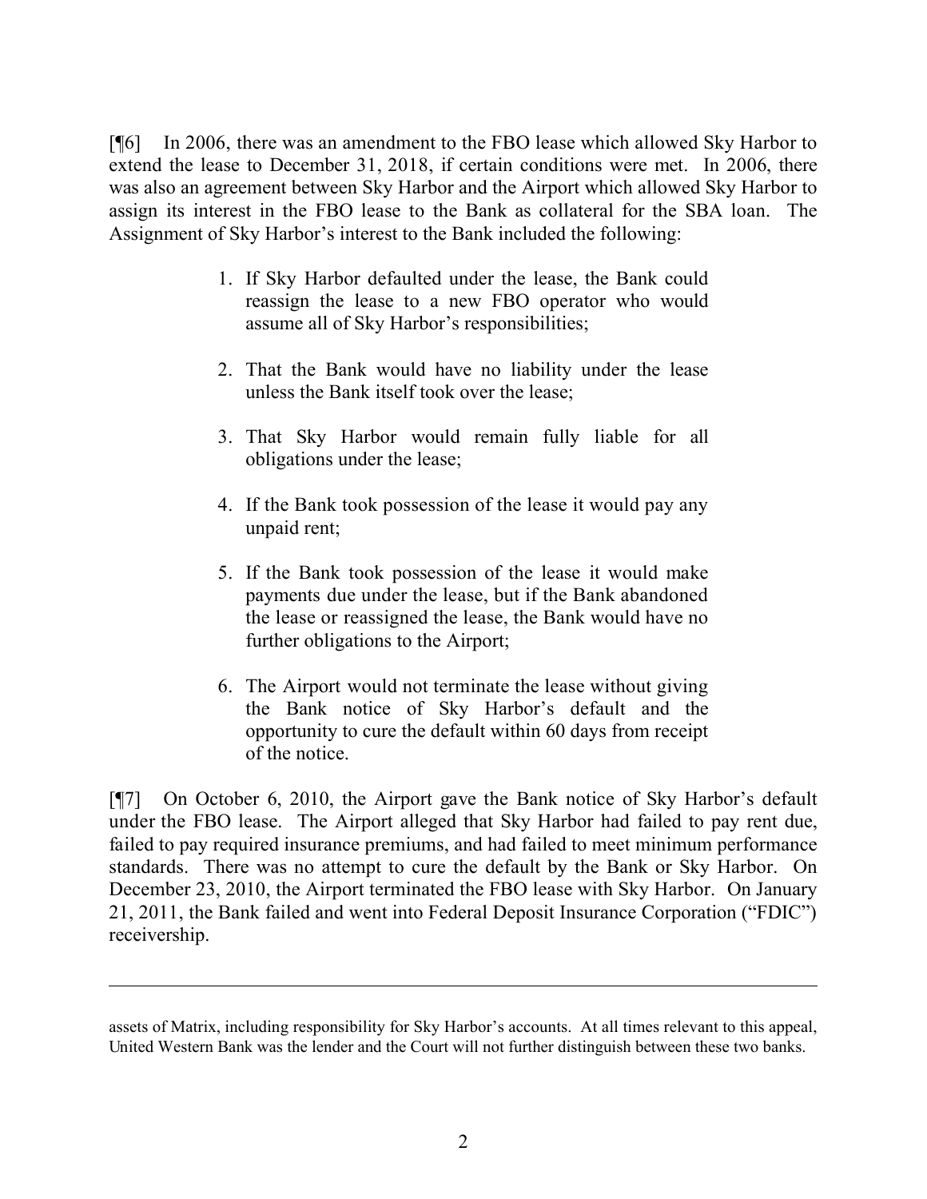[¶6] In 2006, there was an amendment to the FBO lease which allowed Sky Harbor to extend the lease to December 31, 2018, if certain conditions were met. In 2006, there was also an agreement between Sky Harbor and the Airport which allowed Sky Harbor to assign its interest in the FBO lease to the Bank as collateral for the SBA loan. The Assignment of Sky Harbor's interest to the Bank included the following:

1. If Sky Harbor defaulted under the lease, the Bank could reassign the lease to a new FBO operator who would assume all of Sky Harbor's responsibilities;

2. That the Bank would have no liability under the lease unless the Bank itself took over the lease;

3. That Sky Harbor would remain fully liable for all obligations under the lease;

4. If the Bank took possession of the lease it would pay any unpaid rent;

5. If the Bank took possession of the lease it would make payments due under the lease, but if the Bank abandoned the lease or reassigned the lease, the Bank would have no further obligations to the Airport;

6. The Airport would not terminate the lease without giving the Bank notice of Sky Harbor's default and the opportunity to cure the default within 60 days from receipt of the notice.

[¶7] On October 6, 2010, the Airport gave the Bank notice of Sky Harbor's default under the FBO lease. The Airport alleged that Sky Harbor had failed to pay rent due, failed to pay required insurance premiums, and had failed to meet minimum performance standards. There was no attempt to cure the default by the Bank or Sky Harbor. On December 23, 2010, the Airport terminated the FBO lease with Sky Harbor. On January 21, 2011, the Bank failed and went into Federal Deposit Insurance Corporation ("FDIC") receivership.

---

assets of Matrix, including responsibility for Sky Harbor's accounts. At all times relevant to this appeal, United Western Bank was the lender and the Court will not further distinguish between these two banks.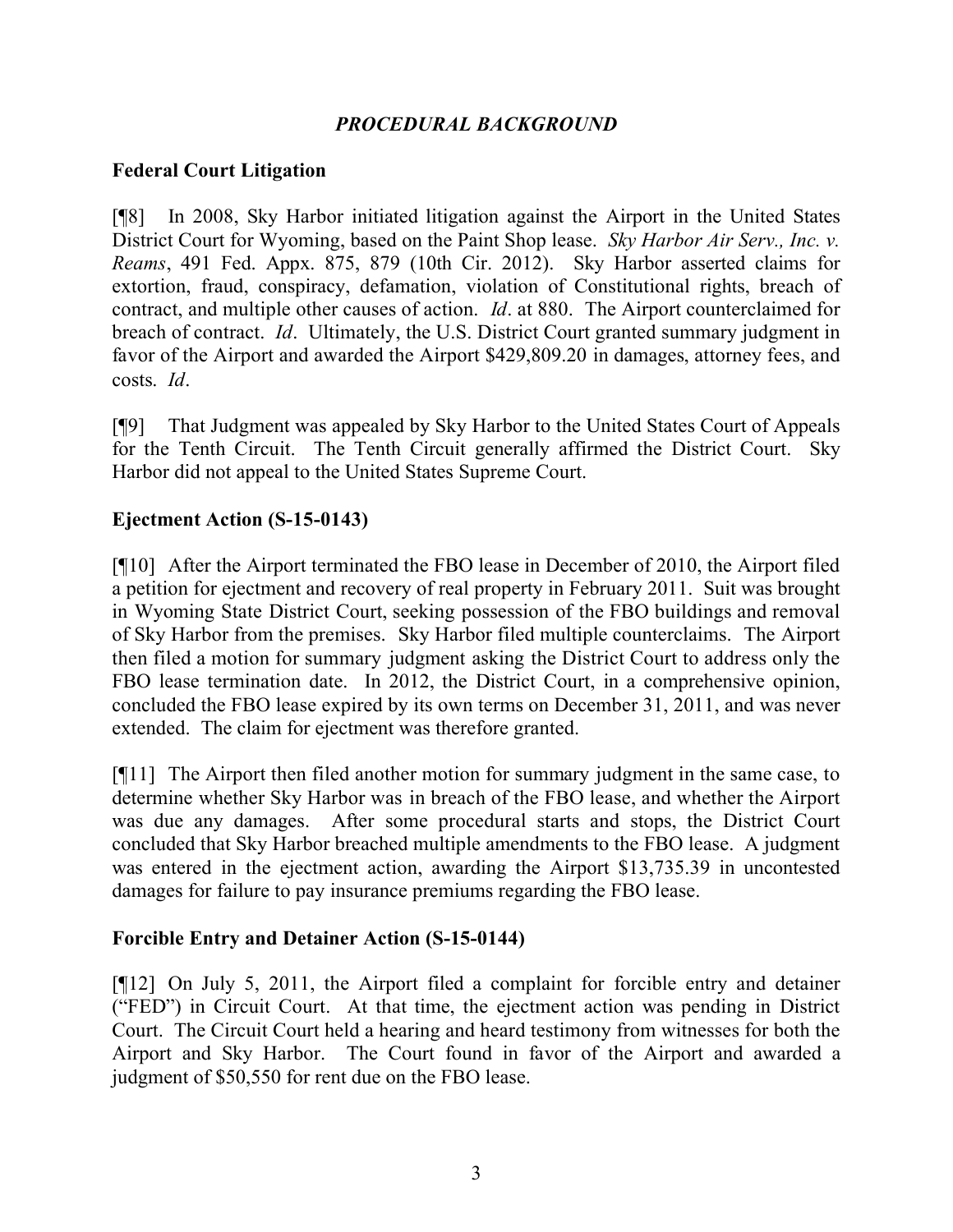## *PROCEDURAL BACKGROUND*

### Federal Court Litigation

[¶8] In 2008, Sky Harbor initiated litigation against the Airport in the United States District Court for Wyoming, based on the Paint Shop lease. *Sky Harbor Air Serv., Inc. v. Reams*, 491 Fed. Appx. 875, 879 (10th Cir. 2012). Sky Harbor asserted claims for extortion, fraud, conspiracy, defamation, violation of Constitutional rights, breach of contract, and multiple other causes of action. *Id*. at 880. The Airport counterclaimed for breach of contract. *Id*. Ultimately, the U.S. District Court granted summary judgment in favor of the Airport and awarded the Airport $429,809.20 in damages, attorney fees, and costs. *Id*.

[¶9] That Judgment was appealed by Sky Harbor to the United States Court of Appeals for the Tenth Circuit. The Tenth Circuit generally affirmed the District Court. Sky Harbor did not appeal to the United States Supreme Court.

### Ejectment Action (S-15-0143)

[¶10] After the Airport terminated the FBO lease in December of 2010, the Airport filed a petition for ejectment and recovery of real property in February 2011. Suit was brought in Wyoming State District Court, seeking possession of the FBO buildings and removal of Sky Harbor from the premises. Sky Harbor filed multiple counterclaims. The Airport then filed a motion for summary judgment asking the District Court to address only the FBO lease termination date. In 2012, the District Court, in a comprehensive opinion, concluded the FBO lease expired by its own terms on December 31, 2011, and was never extended. The claim for ejectment was therefore granted.

[¶11] The Airport then filed another motion for summary judgment in the same case, to determine whether Sky Harbor was in breach of the FBO lease, and whether the Airport was due any damages. After some procedural starts and stops, the District Court concluded that Sky Harbor breached multiple amendments to the FBO lease. A judgment was entered in the ejectment action, awarding the Airport $13,735.39 in uncontested damages for failure to pay insurance premiums regarding the FBO lease.

### Forcible Entry and Detainer Action (S-15-0144)

[¶12] On July 5, 2011, the Airport filed a complaint for forcible entry and detainer ("FED") in Circuit Court. At that time, the ejectment action was pending in District Court. The Circuit Court held a hearing and heard testimony from witnesses for both the Airport and Sky Harbor. The Court found in favor of the Airport and awarded a judgment of $50,550 for rent due on the FBO lease.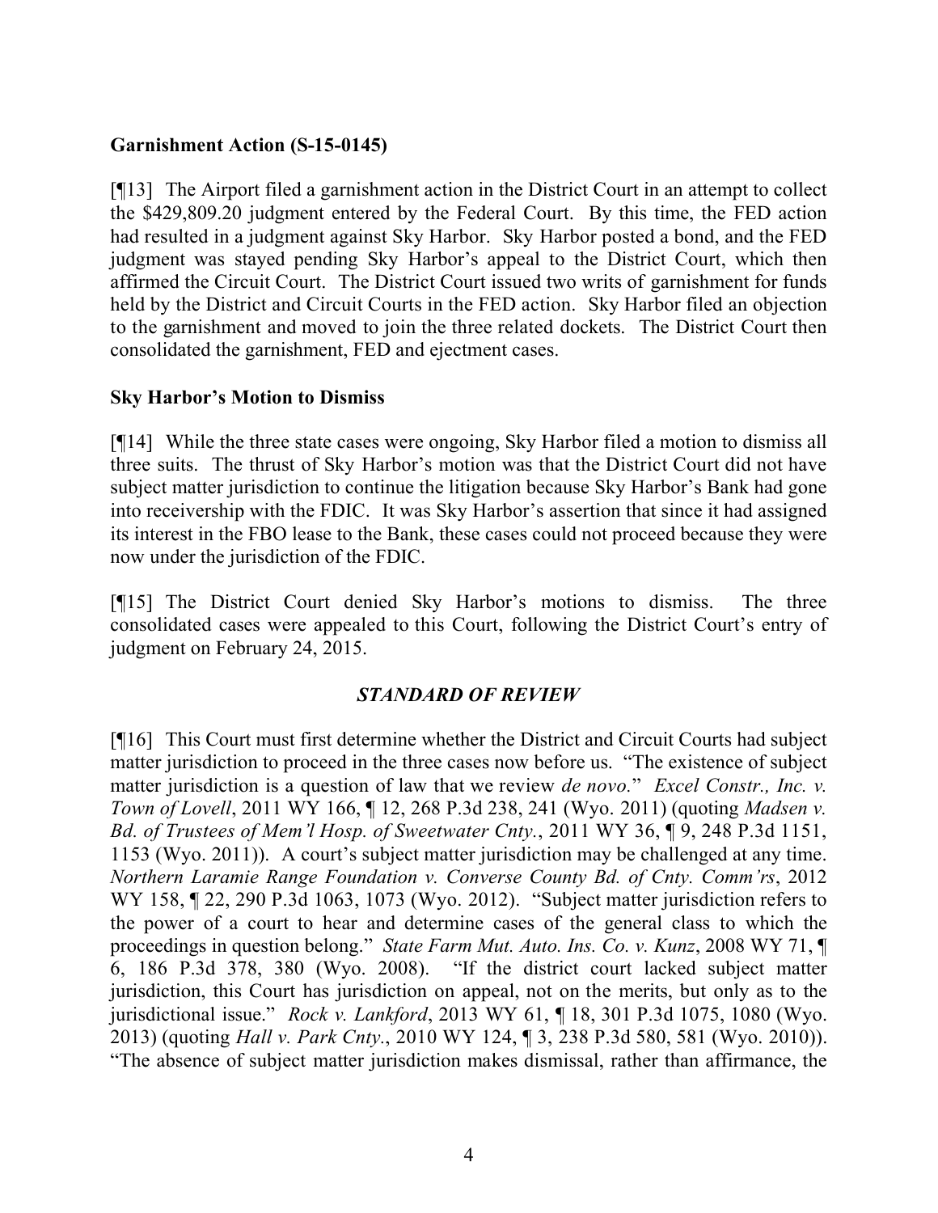**Garnishment Action (S-15-0145)**

[¶13] The Airport filed a garnishment action in the District Court in an attempt to collect the $429,809.20 judgment entered by the Federal Court. By this time, the FED action had resulted in a judgment against Sky Harbor. Sky Harbor posted a bond, and the FED judgment was stayed pending Sky Harbor's appeal to the District Court, which then affirmed the Circuit Court. The District Court issued two writs of garnishment for funds held by the District and Circuit Courts in the FED action. Sky Harbor filed an objection to the garnishment and moved to join the three related dockets. The District Court then consolidated the garnishment, FED and ejectment cases.

**Sky Harbor's Motion to Dismiss**

[¶14] While the three state cases were ongoing, Sky Harbor filed a motion to dismiss all three suits. The thrust of Sky Harbor's motion was that the District Court did not have subject matter jurisdiction to continue the litigation because Sky Harbor's Bank had gone into receivership with the FDIC. It was Sky Harbor's assertion that since it had assigned its interest in the FBO lease to the Bank, these cases could not proceed because they were now under the jurisdiction of the FDIC.

[¶15] The District Court denied Sky Harbor's motions to dismiss. The three consolidated cases were appealed to this Court, following the District Court's entry of judgment on February 24, 2015.

## *STANDARD OF REVIEW*

[¶16] This Court must first determine whether the District and Circuit Courts had subject matter jurisdiction to proceed in the three cases now before us. "The existence of subject matter jurisdiction is a question of law that we review *de novo*." *Excel Constr., Inc. v. Town of Lovell*, 2011 WY 166, ¶ 12, 268 P.3d 238, 241 (Wyo. 2011) (quoting *Madsen v. Bd. of Trustees of Mem'l Hosp. of Sweetwater Cnty.*, 2011 WY 36, ¶ 9, 248 P.3d 1151, 1153 (Wyo. 2011)). A court's subject matter jurisdiction may be challenged at any time. *Northern Laramie Range Foundation v. Converse County Bd. of Cnty. Comm'rs*, 2012 WY 158, ¶ 22, 290 P.3d 1063, 1073 (Wyo. 2012). "Subject matter jurisdiction refers to the power of a court to hear and determine cases of the general class to which the proceedings in question belong." *State Farm Mut. Auto. Ins. Co. v. Kunz*, 2008 WY 71, ¶ 6, 186 P.3d 378, 380 (Wyo. 2008). "If the district court lacked subject matter jurisdiction, this Court has jurisdiction on appeal, not on the merits, but only as to the jurisdictional issue." *Rock v. Lankford*, 2013 WY 61, ¶ 18, 301 P.3d 1075, 1080 (Wyo. 2013) (quoting *Hall v. Park Cnty.*, 2010 WY 124, ¶ 3, 238 P.3d 580, 581 (Wyo. 2010)). "The absence of subject matter jurisdiction makes dismissal, rather than affirmance, the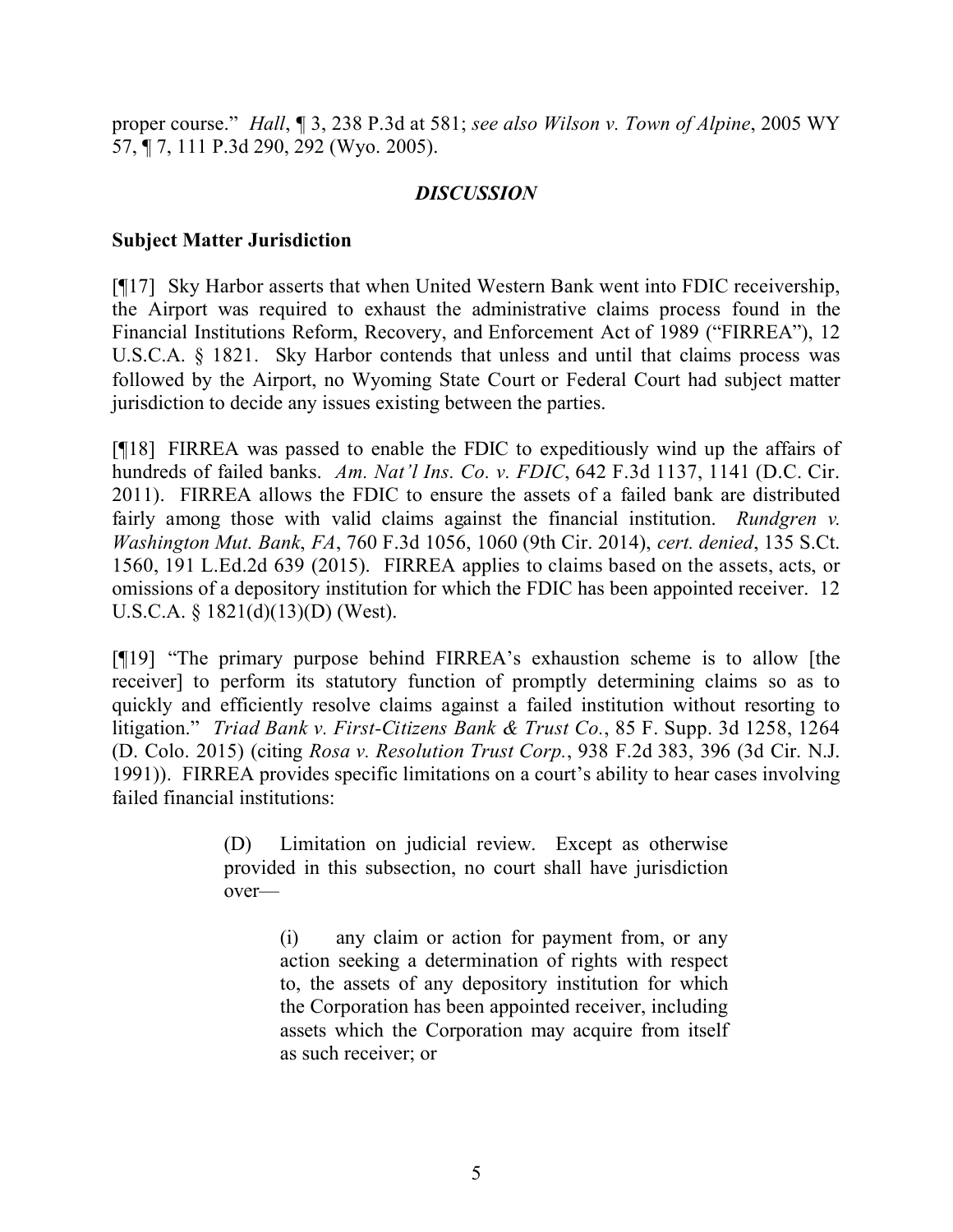proper course." *Hall*, ¶ 3, 238 P.3d at 581; *see also Wilson v. Town of Alpine*, 2005 WY 57, ¶ 7, 111 P.3d 290, 292 (Wyo. 2005).

## *DISCUSSION*

### Subject Matter Jurisdiction

[¶17] Sky Harbor asserts that when United Western Bank went into FDIC receivership, the Airport was required to exhaust the administrative claims process found in the Financial Institutions Reform, Recovery, and Enforcement Act of 1989 ("FIRREA"), 12 U.S.C.A. § 1821. Sky Harbor contends that unless and until that claims process was followed by the Airport, no Wyoming State Court or Federal Court had subject matter jurisdiction to decide any issues existing between the parties.

[¶18] FIRREA was passed to enable the FDIC to expeditiously wind up the affairs of hundreds of failed banks. *Am. Nat'l Ins. Co. v. FDIC*, 642 F.3d 1137, 1141 (D.C. Cir. 2011). FIRREA allows the FDIC to ensure the assets of a failed bank are distributed fairly among those with valid claims against the financial institution. *Rundgren v. Washington Mut. Bank*, *FA*, 760 F.3d 1056, 1060 (9th Cir. 2014), *cert. denied*, 135 S.Ct. 1560, 191 L.Ed.2d 639 (2015). FIRREA applies to claims based on the assets, acts, or omissions of a depository institution for which the FDIC has been appointed receiver. 12 U.S.C.A. § 1821(d)(13)(D) (West).

[¶19] "The primary purpose behind FIRREA's exhaustion scheme is to allow [the receiver] to perform its statutory function of promptly determining claims so as to quickly and efficiently resolve claims against a failed institution without resorting to litigation." *Triad Bank v. First-Citizens Bank & Trust Co.*, 85 F. Supp. 3d 1258, 1264 (D. Colo. 2015) (citing *Rosa v. Resolution Trust Corp.*, 938 F.2d 383, 396 (3d Cir. N.J. 1991)). FIRREA provides specific limitations on a court's ability to hear cases involving failed financial institutions:

> (D) Limitation on judicial review. Except as otherwise provided in this subsection, no court shall have jurisdiction over—
>
> > (i) any claim or action for payment from, or any action seeking a determination of rights with respect to, the assets of any depository institution for which the Corporation has been appointed receiver, including assets which the Corporation may acquire from itself as such receiver; or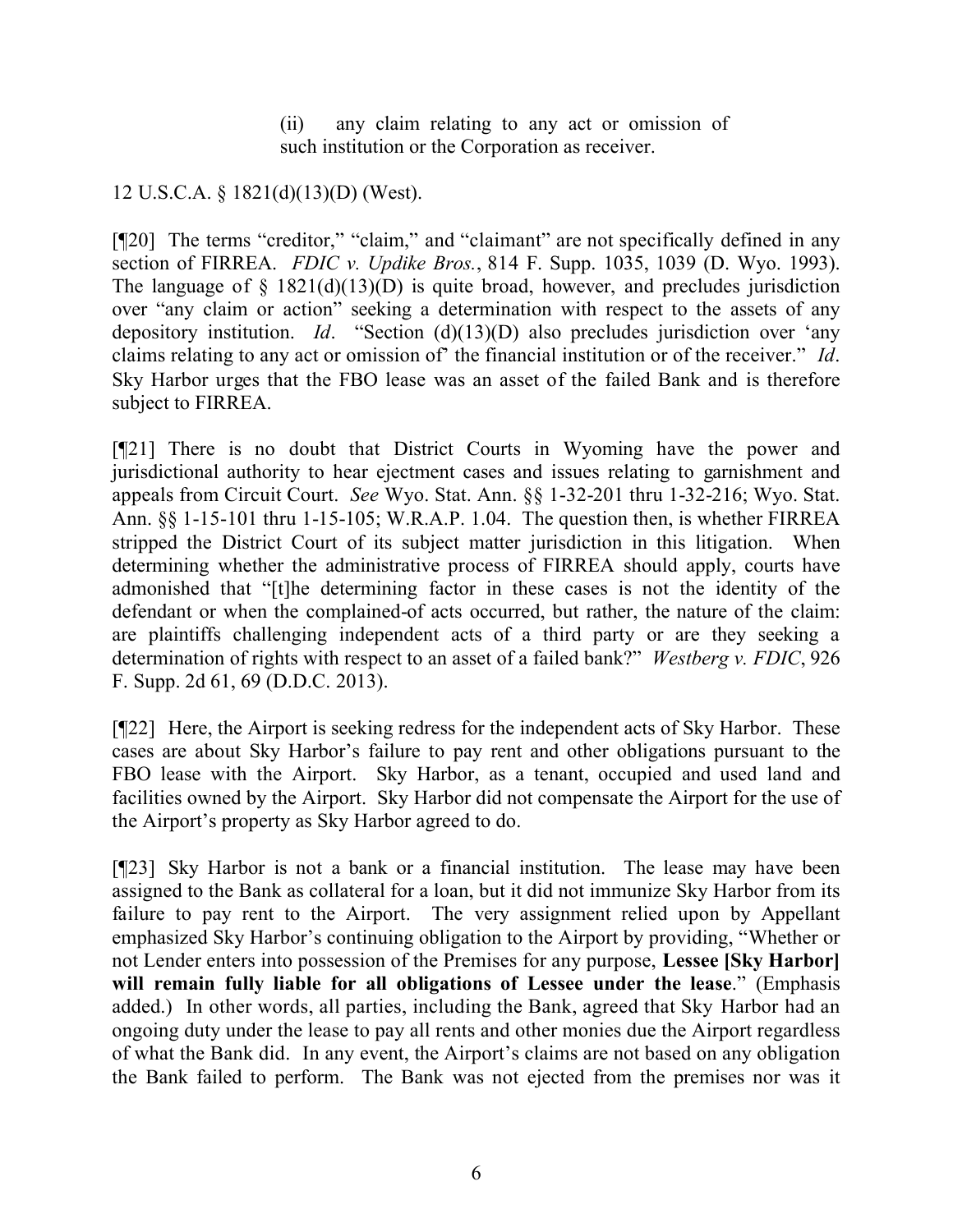> (ii) any claim relating to any act or omission of such institution or the Corporation as receiver.

12 U.S.C.A. § 1821(d)(13)(D) (West).

[¶20] The terms "creditor," "claim," and "claimant" are not specifically defined in any section of FIRREA. *FDIC v. Updike Bros.*, 814 F. Supp. 1035, 1039 (D. Wyo. 1993). The language of § 1821(d)(13)(D) is quite broad, however, and precludes jurisdiction over "any claim or action" seeking a determination with respect to the assets of any depository institution. *Id*. "Section (d)(13)(D) also precludes jurisdiction over 'any claims relating to any act or omission of' the financial institution or of the receiver." *Id*. Sky Harbor urges that the FBO lease was an asset of the failed Bank and is therefore subject to FIRREA.

[¶21] There is no doubt that District Courts in Wyoming have the power and jurisdictional authority to hear ejectment cases and issues relating to garnishment and appeals from Circuit Court. *See* Wyo. Stat. Ann. §§ 1-32-201 thru 1-32-216; Wyo. Stat. Ann. §§ 1-15-101 thru 1-15-105; W.R.A.P. 1.04. The question then, is whether FIRREA stripped the District Court of its subject matter jurisdiction in this litigation. When determining whether the administrative process of FIRREA should apply, courts have admonished that "[t]he determining factor in these cases is not the identity of the defendant or when the complained-of acts occurred, but rather, the nature of the claim: are plaintiffs challenging independent acts of a third party or are they seeking a determination of rights with respect to an asset of a failed bank?" *Westberg v. FDIC*, 926 F. Supp. 2d 61, 69 (D.D.C. 2013).

[¶22] Here, the Airport is seeking redress for the independent acts of Sky Harbor. These cases are about Sky Harbor's failure to pay rent and other obligations pursuant to the FBO lease with the Airport. Sky Harbor, as a tenant, occupied and used land and facilities owned by the Airport. Sky Harbor did not compensate the Airport for the use of the Airport's property as Sky Harbor agreed to do.

[¶23] Sky Harbor is not a bank or a financial institution. The lease may have been assigned to the Bank as collateral for a loan, but it did not immunize Sky Harbor from its failure to pay rent to the Airport. The very assignment relied upon by Appellant emphasized Sky Harbor's continuing obligation to the Airport by providing, "Whether or not Lender enters into possession of the Premises for any purpose, **Lessee [Sky Harbor] will remain fully liable for all obligations of Lessee under the lease**." (Emphasis added.) In other words, all parties, including the Bank, agreed that Sky Harbor had an ongoing duty under the lease to pay all rents and other monies due the Airport regardless of what the Bank did. In any event, the Airport's claims are not based on any obligation the Bank failed to perform. The Bank was not ejected from the premises nor was it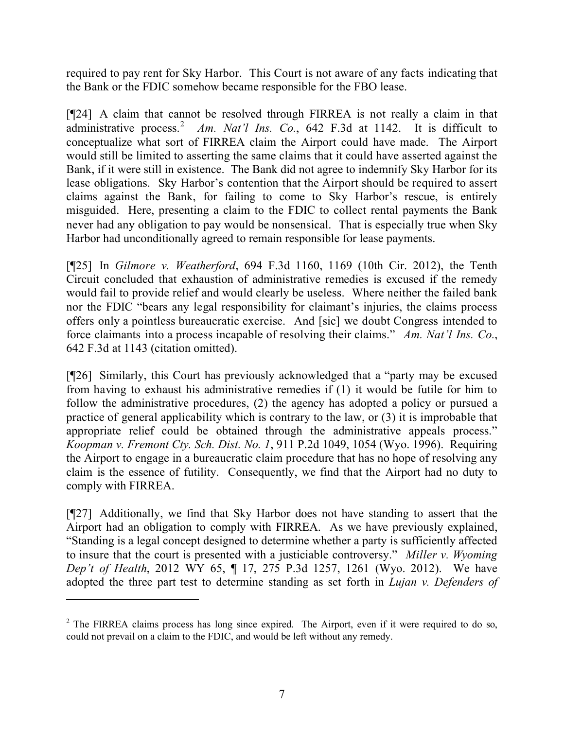required to pay rent for Sky Harbor. This Court is not aware of any facts indicating that the Bank or the FDIC somehow became responsible for the FBO lease.

[¶24] A claim that cannot be resolved through FIRREA is not really a claim in that administrative process.[2] *Am. Nat'l Ins. Co.*, 642 F.3d at 1142. It is difficult to conceptualize what sort of FIRREA claim the Airport could have made. The Airport would still be limited to asserting the same claims that it could have asserted against the Bank, if it were still in existence. The Bank did not agree to indemnify Sky Harbor for its lease obligations. Sky Harbor's contention that the Airport should be required to assert claims against the Bank, for failing to come to Sky Harbor's rescue, is entirely misguided. Here, presenting a claim to the FDIC to collect rental payments the Bank never had any obligation to pay would be nonsensical. That is especially true when Sky Harbor had unconditionally agreed to remain responsible for lease payments.

[¶25] In *Gilmore v. Weatherford*, 694 F.3d 1160, 1169 (10th Cir. 2012), the Tenth Circuit concluded that exhaustion of administrative remedies is excused if the remedy would fail to provide relief and would clearly be useless. Where neither the failed bank nor the FDIC "bears any legal responsibility for claimant's injuries, the claims process offers only a pointless bureaucratic exercise. And [sic] we doubt Congress intended to force claimants into a process incapable of resolving their claims." *Am. Nat'l Ins. Co.*, 642 F.3d at 1143 (citation omitted).

[¶26] Similarly, this Court has previously acknowledged that a "party may be excused from having to exhaust his administrative remedies if (1) it would be futile for him to follow the administrative procedures, (2) the agency has adopted a policy or pursued a practice of general applicability which is contrary to the law, or (3) it is improbable that appropriate relief could be obtained through the administrative appeals process." *Koopman v. Fremont Cty. Sch. Dist. No. 1*, 911 P.2d 1049, 1054 (Wyo. 1996). Requiring the Airport to engage in a bureaucratic claim procedure that has no hope of resolving any claim is the essence of futility. Consequently, we find that the Airport had no duty to comply with FIRREA.

[¶27] Additionally, we find that Sky Harbor does not have standing to assert that the Airport had an obligation to comply with FIRREA. As we have previously explained, "Standing is a legal concept designed to determine whether a party is sufficiently affected to insure that the court is presented with a justiciable controversy." *Miller v. Wyoming Dep't of Health*, 2012 WY 65, ¶ 17, 275 P.3d 1257, 1261 (Wyo. 2012). We have adopted the three part test to determine standing as set forth in *Lujan v. Defenders of*

---

[2] The FIRREA claims process has long since expired. The Airport, even if it were required to do so, could not prevail on a claim to the FDIC, and would be left without any remedy.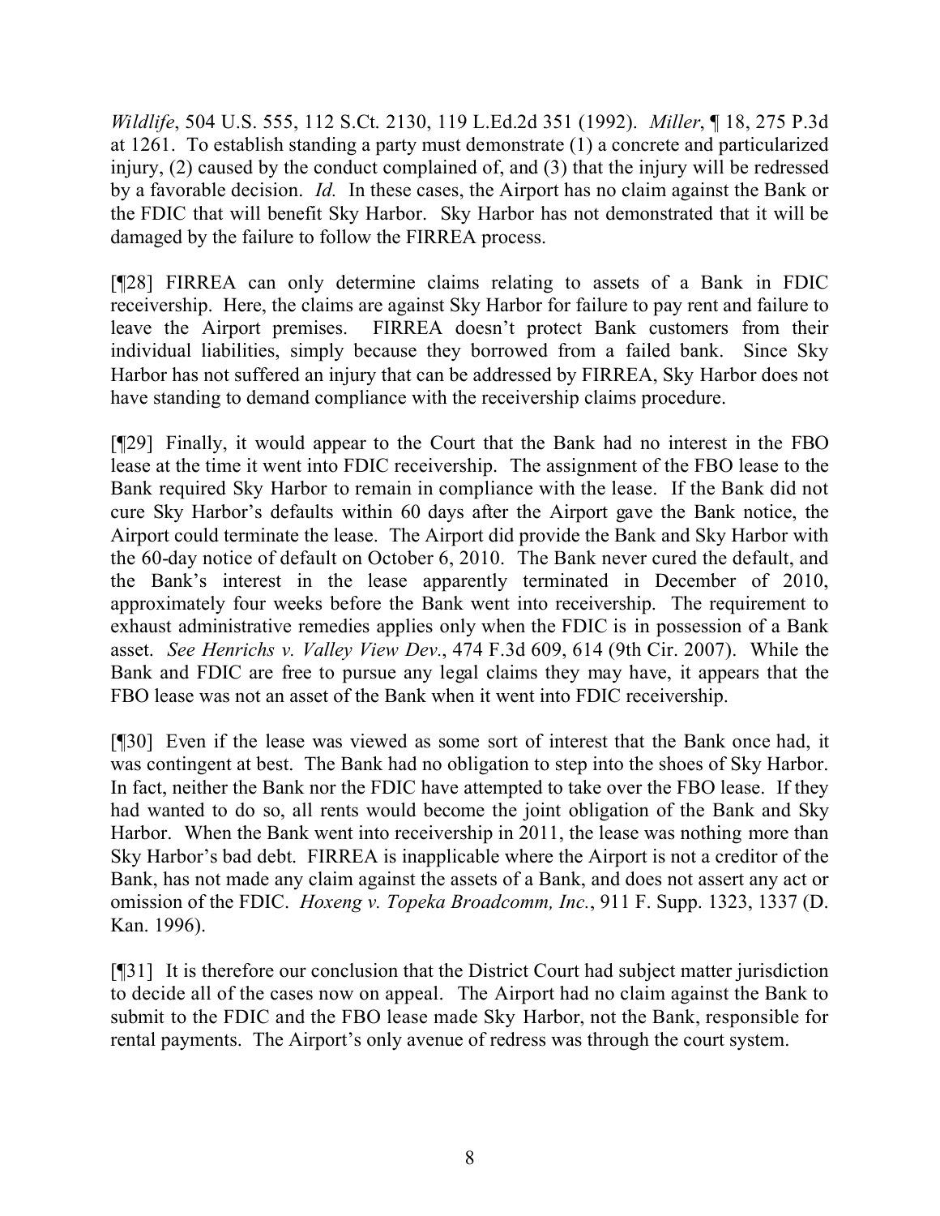*Wildlife*, 504 U.S. 555, 112 S.Ct. 2130, 119 L.Ed.2d 351 (1992). *Miller*, ¶ 18, 275 P.3d at 1261. To establish standing a party must demonstrate (1) a concrete and particularized injury, (2) caused by the conduct complained of, and (3) that the injury will be redressed by a favorable decision. *Id.* In these cases, the Airport has no claim against the Bank or the FDIC that will benefit Sky Harbor. Sky Harbor has not demonstrated that it will be damaged by the failure to follow the FIRREA process.

[¶28] FIRREA can only determine claims relating to assets of a Bank in FDIC receivership. Here, the claims are against Sky Harbor for failure to pay rent and failure to leave the Airport premises. FIRREA doesn't protect Bank customers from their individual liabilities, simply because they borrowed from a failed bank. Since Sky Harbor has not suffered an injury that can be addressed by FIRREA, Sky Harbor does not have standing to demand compliance with the receivership claims procedure.

[¶29] Finally, it would appear to the Court that the Bank had no interest in the FBO lease at the time it went into FDIC receivership. The assignment of the FBO lease to the Bank required Sky Harbor to remain in compliance with the lease. If the Bank did not cure Sky Harbor's defaults within 60 days after the Airport gave the Bank notice, the Airport could terminate the lease. The Airport did provide the Bank and Sky Harbor with the 60-day notice of default on October 6, 2010. The Bank never cured the default, and the Bank's interest in the lease apparently terminated in December of 2010, approximately four weeks before the Bank went into receivership. The requirement to exhaust administrative remedies applies only when the FDIC is in possession of a Bank asset. *See Henrichs v. Valley View Dev.*, 474 F.3d 609, 614 (9th Cir. 2007). While the Bank and FDIC are free to pursue any legal claims they may have, it appears that the FBO lease was not an asset of the Bank when it went into FDIC receivership.

[¶30] Even if the lease was viewed as some sort of interest that the Bank once had, it was contingent at best. The Bank had no obligation to step into the shoes of Sky Harbor. In fact, neither the Bank nor the FDIC have attempted to take over the FBO lease. If they had wanted to do so, all rents would become the joint obligation of the Bank and Sky Harbor. When the Bank went into receivership in 2011, the lease was nothing more than Sky Harbor's bad debt. FIRREA is inapplicable where the Airport is not a creditor of the Bank, has not made any claim against the assets of a Bank, and does not assert any act or omission of the FDIC. *Hoxeng v. Topeka Broadcomm, Inc.*, 911 F. Supp. 1323, 1337 (D. Kan. 1996).

[¶31] It is therefore our conclusion that the District Court had subject matter jurisdiction to decide all of the cases now on appeal. The Airport had no claim against the Bank to submit to the FDIC and the FBO lease made Sky Harbor, not the Bank, responsible for rental payments. The Airport's only avenue of redress was through the court system.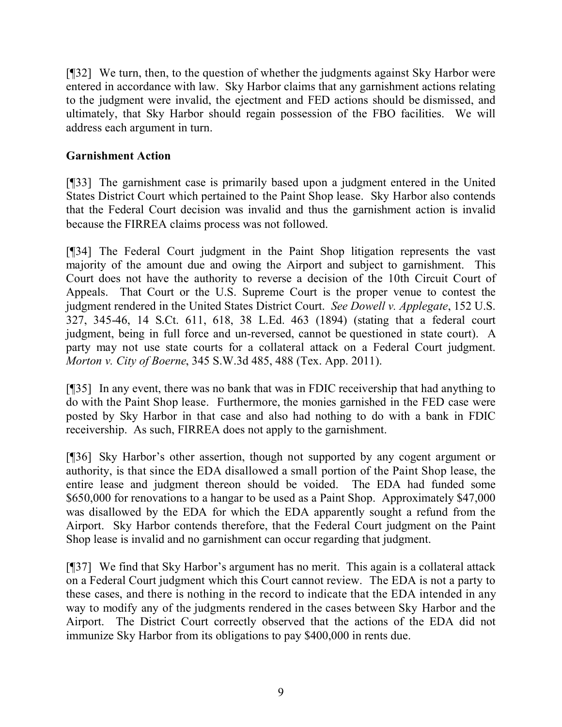[¶32] We turn, then, to the question of whether the judgments against Sky Harbor were entered in accordance with law. Sky Harbor claims that any garnishment actions relating to the judgment were invalid, the ejectment and FED actions should be dismissed, and ultimately, that Sky Harbor should regain possession of the FBO facilities. We will address each argument in turn.

**Garnishment Action**

[¶33] The garnishment case is primarily based upon a judgment entered in the United States District Court which pertained to the Paint Shop lease. Sky Harbor also contends that the Federal Court decision was invalid and thus the garnishment action is invalid because the FIRREA claims process was not followed.

[¶34] The Federal Court judgment in the Paint Shop litigation represents the vast majority of the amount due and owing the Airport and subject to garnishment. This Court does not have the authority to reverse a decision of the 10th Circuit Court of Appeals. That Court or the U.S. Supreme Court is the proper venue to contest the judgment rendered in the United States District Court. *See Dowell v. Applegate*, 152 U.S. 327, 345-46, 14 S.Ct. 611, 618, 38 L.Ed. 463 (1894) (stating that a federal court judgment, being in full force and un-reversed, cannot be questioned in state court). A party may not use state courts for a collateral attack on a Federal Court judgment. *Morton v. City of Boerne*, 345 S.W.3d 485, 488 (Tex. App. 2011).

[¶35] In any event, there was no bank that was in FDIC receivership that had anything to do with the Paint Shop lease. Furthermore, the monies garnished in the FED case were posted by Sky Harbor in that case and also had nothing to do with a bank in FDIC receivership. As such, FIRREA does not apply to the garnishment.

[¶36] Sky Harbor's other assertion, though not supported by any cogent argument or authority, is that since the EDA disallowed a small portion of the Paint Shop lease, the entire lease and judgment thereon should be voided. The EDA had funded some \$650,000 for renovations to a hangar to be used as a Paint Shop. Approximately \$47,000 was disallowed by the EDA for which the EDA apparently sought a refund from the Airport. Sky Harbor contends therefore, that the Federal Court judgment on the Paint Shop lease is invalid and no garnishment can occur regarding that judgment.

[¶37] We find that Sky Harbor's argument has no merit. This again is a collateral attack on a Federal Court judgment which this Court cannot review. The EDA is not a party to these cases, and there is nothing in the record to indicate that the EDA intended in any way to modify any of the judgments rendered in the cases between Sky Harbor and the Airport. The District Court correctly observed that the actions of the EDA did not immunize Sky Harbor from its obligations to pay \$400,000 in rents due.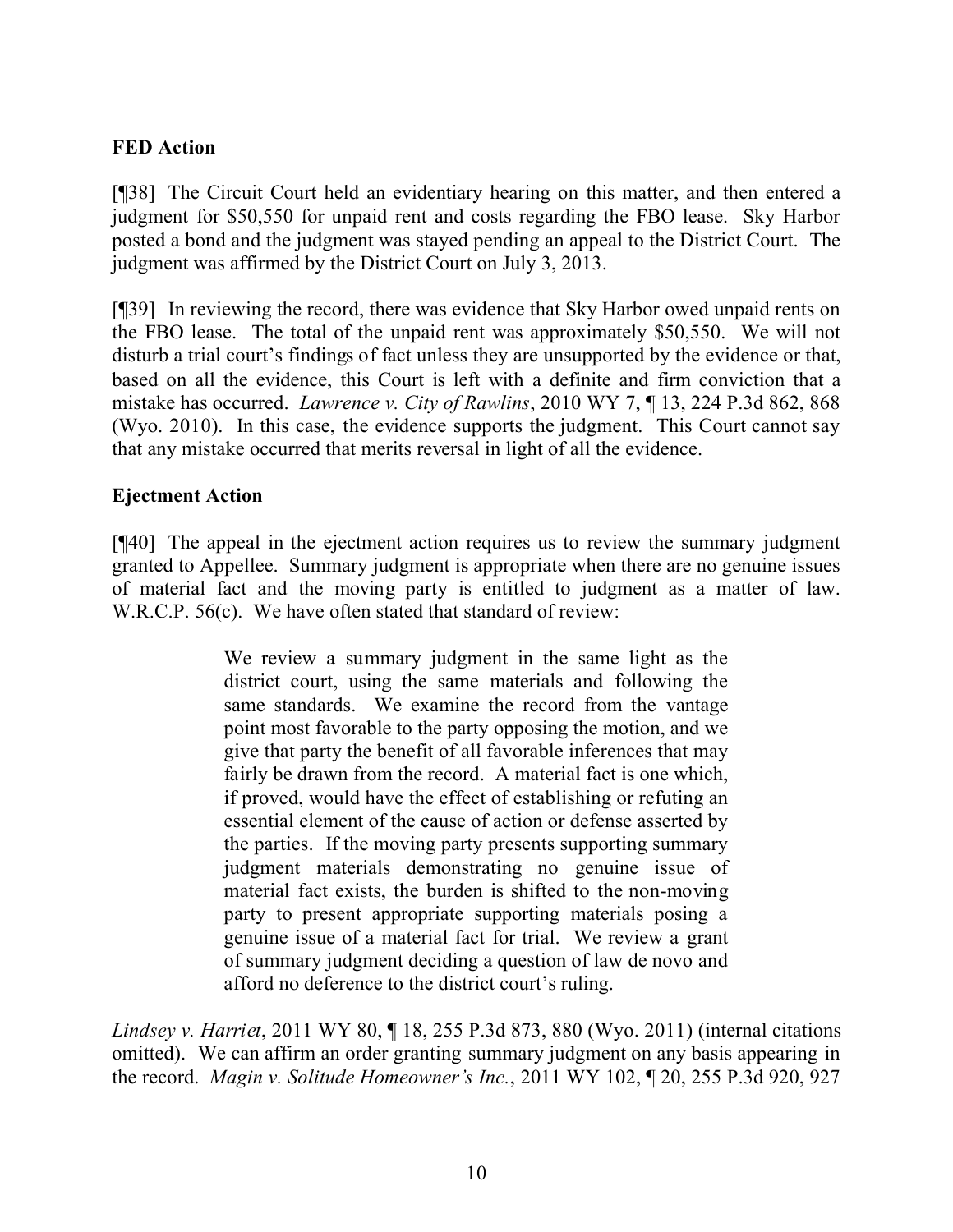**FED Action**

[¶38] The Circuit Court held an evidentiary hearing on this matter, and then entered a judgment for $50,550 for unpaid rent and costs regarding the FBO lease. Sky Harbor posted a bond and the judgment was stayed pending an appeal to the District Court. The judgment was affirmed by the District Court on July 3, 2013.

[¶39] In reviewing the record, there was evidence that Sky Harbor owed unpaid rents on the FBO lease. The total of the unpaid rent was approximately $50,550. We will not disturb a trial court's findings of fact unless they are unsupported by the evidence or that, based on all the evidence, this Court is left with a definite and firm conviction that a mistake has occurred. *Lawrence v. City of Rawlins*, 2010 WY 7, ¶ 13, 224 P.3d 862, 868 (Wyo. 2010). In this case, the evidence supports the judgment. This Court cannot say that any mistake occurred that merits reversal in light of all the evidence.

**Ejectment Action**

[¶40] The appeal in the ejectment action requires us to review the summary judgment granted to Appellee. Summary judgment is appropriate when there are no genuine issues of material fact and the moving party is entitled to judgment as a matter of law. W.R.C.P. 56(c). We have often stated that standard of review:

> We review a summary judgment in the same light as the district court, using the same materials and following the same standards. We examine the record from the vantage point most favorable to the party opposing the motion, and we give that party the benefit of all favorable inferences that may fairly be drawn from the record. A material fact is one which, if proved, would have the effect of establishing or refuting an essential element of the cause of action or defense asserted by the parties. If the moving party presents supporting summary judgment materials demonstrating no genuine issue of material fact exists, the burden is shifted to the non-moving party to present appropriate supporting materials posing a genuine issue of a material fact for trial. We review a grant of summary judgment deciding a question of law de novo and afford no deference to the district court's ruling.

*Lindsey v. Harriet*, 2011 WY 80, ¶ 18, 255 P.3d 873, 880 (Wyo. 2011) (internal citations omitted). We can affirm an order granting summary judgment on any basis appearing in the record. *Magin v. Solitude Homeowner's Inc.*, 2011 WY 102, ¶ 20, 255 P.3d 920, 927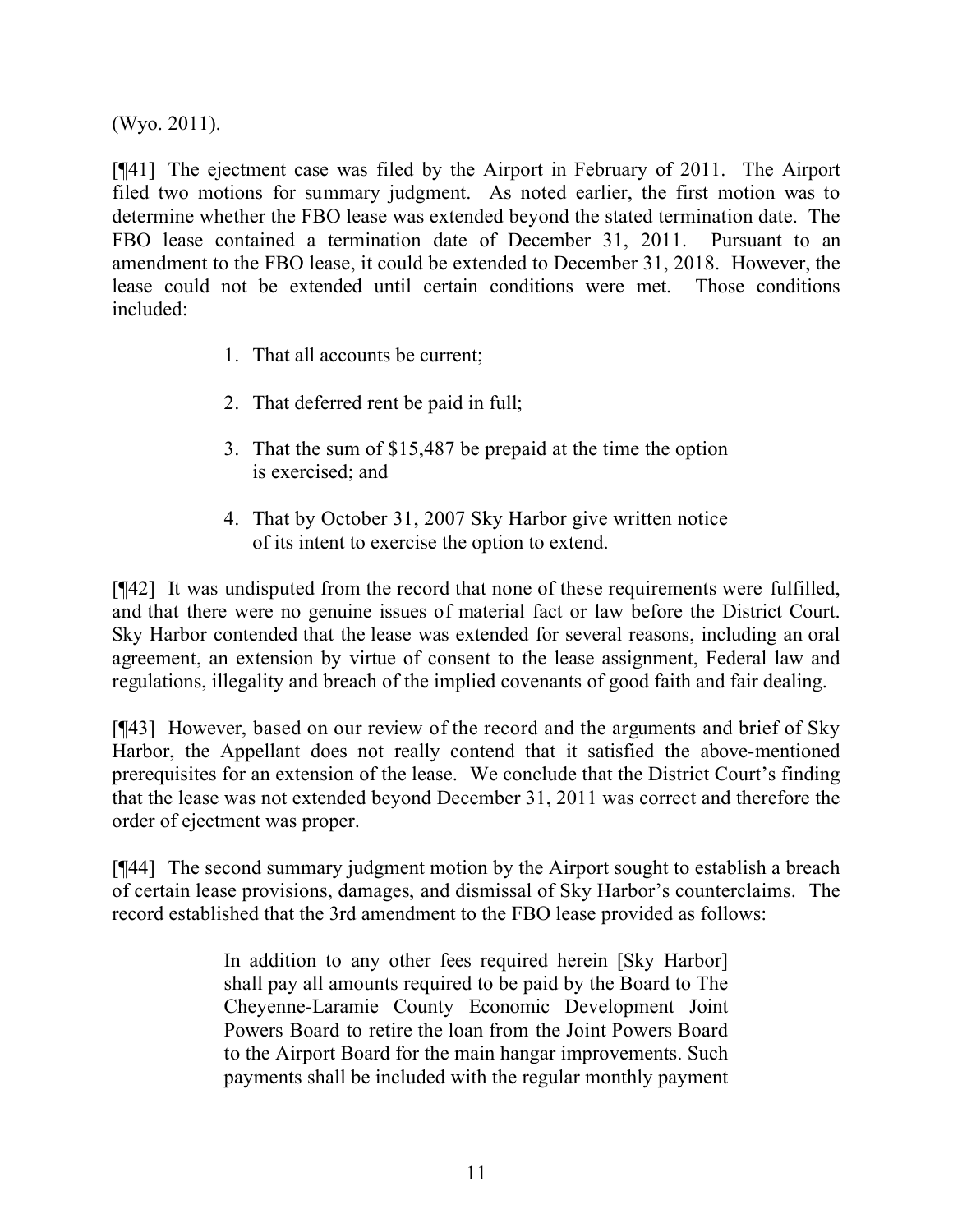(Wyo. 2011).

[¶41] The ejectment case was filed by the Airport in February of 2011. The Airport filed two motions for summary judgment. As noted earlier, the first motion was to determine whether the FBO lease was extended beyond the stated termination date. The FBO lease contained a termination date of December 31, 2011. Pursuant to an amendment to the FBO lease, it could be extended to December 31, 2018. However, the lease could not be extended until certain conditions were met. Those conditions included:

1. That all accounts be current;
2. That deferred rent be paid in full;
3. That the sum of $15,487 be prepaid at the time the option is exercised; and
4. That by October 31, 2007 Sky Harbor give written notice of its intent to exercise the option to extend.

[¶42] It was undisputed from the record that none of these requirements were fulfilled, and that there were no genuine issues of material fact or law before the District Court. Sky Harbor contended that the lease was extended for several reasons, including an oral agreement, an extension by virtue of consent to the lease assignment, Federal law and regulations, illegality and breach of the implied covenants of good faith and fair dealing.

[¶43] However, based on our review of the record and the arguments and brief of Sky Harbor, the Appellant does not really contend that it satisfied the above-mentioned prerequisites for an extension of the lease. We conclude that the District Court's finding that the lease was not extended beyond December 31, 2011 was correct and therefore the order of ejectment was proper.

[¶44] The second summary judgment motion by the Airport sought to establish a breach of certain lease provisions, damages, and dismissal of Sky Harbor's counterclaims. The record established that the 3rd amendment to the FBO lease provided as follows:

> In addition to any other fees required herein [Sky Harbor] shall pay all amounts required to be paid by the Board to The Cheyenne-Laramie County Economic Development Joint Powers Board to retire the loan from the Joint Powers Board to the Airport Board for the main hangar improvements. Such payments shall be included with the regular monthly payment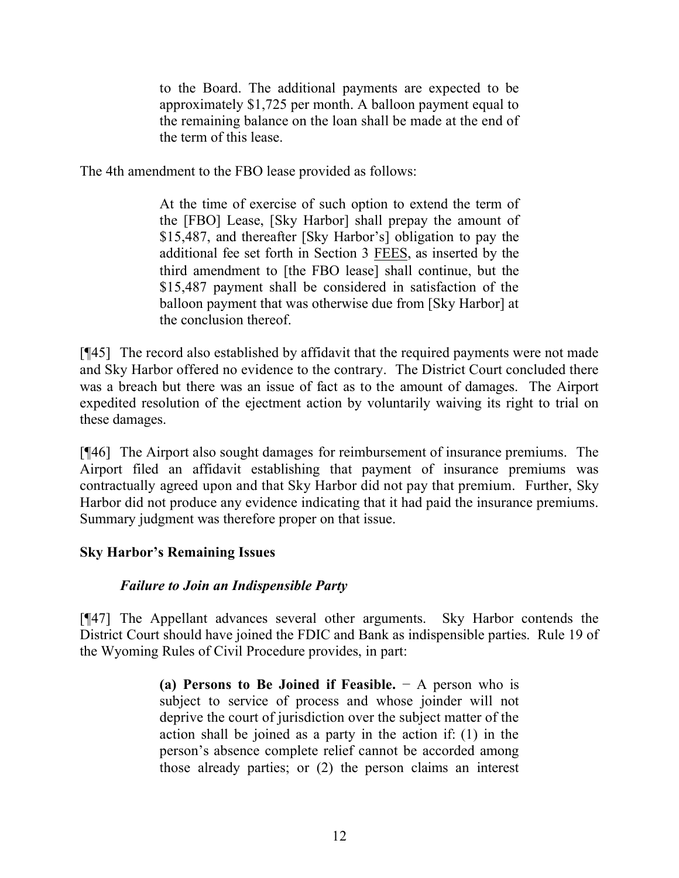> to the Board. The additional payments are expected to be approximately $1,725 per month. A balloon payment equal to the remaining balance on the loan shall be made at the end of the term of this lease.

The 4th amendment to the FBO lease provided as follows:

> At the time of exercise of such option to extend the term of the [FBO] Lease, [Sky Harbor] shall prepay the amount of $15,487, and thereafter [Sky Harbor's] obligation to pay the additional fee set forth in Section 3 FEES, as inserted by the third amendment to [the FBO lease] shall continue, but the $15,487 payment shall be considered in satisfaction of the balloon payment that was otherwise due from [Sky Harbor] at the conclusion thereof.

[¶45] The record also established by affidavit that the required payments were not made and Sky Harbor offered no evidence to the contrary. The District Court concluded there was a breach but there was an issue of fact as to the amount of damages. The Airport expedited resolution of the ejectment action by voluntarily waiving its right to trial on these damages.

[¶46] The Airport also sought damages for reimbursement of insurance premiums. The Airport filed an affidavit establishing that payment of insurance premiums was contractually agreed upon and that Sky Harbor did not pay that premium. Further, Sky Harbor did not produce any evidence indicating that it had paid the insurance premiums. Summary judgment was therefore proper on that issue.

**Sky Harbor's Remaining Issues**

***Failure to Join an Indispensible Party***

[¶47] The Appellant advances several other arguments. Sky Harbor contends the District Court should have joined the FDIC and Bank as indispensible parties. Rule 19 of the Wyoming Rules of Civil Procedure provides, in part:

> **(a) Persons to Be Joined if Feasible.** − A person who is subject to service of process and whose joinder will not deprive the court of jurisdiction over the subject matter of the action shall be joined as a party in the action if: (1) in the person's absence complete relief cannot be accorded among those already parties; or (2) the person claims an interest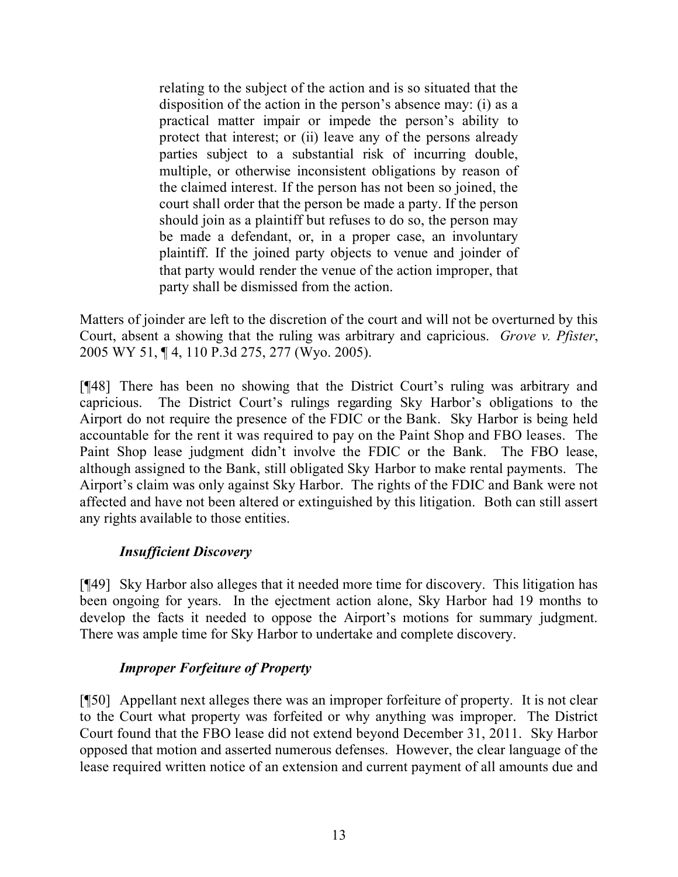> relating to the subject of the action and is so situated that the disposition of the action in the person's absence may: (i) as a practical matter impair or impede the person's ability to protect that interest; or (ii) leave any of the persons already parties subject to a substantial risk of incurring double, multiple, or otherwise inconsistent obligations by reason of the claimed interest. If the person has not been so joined, the court shall order that the person be made a party. If the person should join as a plaintiff but refuses to do so, the person may be made a defendant, or, in a proper case, an involuntary plaintiff. If the joined party objects to venue and joinder of that party would render the venue of the action improper, that party shall be dismissed from the action.

Matters of joinder are left to the discretion of the court and will not be overturned by this Court, absent a showing that the ruling was arbitrary and capricious. *Grove v. Pfister*, 2005 WY 51, ¶ 4, 110 P.3d 275, 277 (Wyo. 2005).

[¶48] There has been no showing that the District Court's ruling was arbitrary and capricious. The District Court's rulings regarding Sky Harbor's obligations to the Airport do not require the presence of the FDIC or the Bank. Sky Harbor is being held accountable for the rent it was required to pay on the Paint Shop and FBO leases. The Paint Shop lease judgment didn't involve the FDIC or the Bank. The FBO lease, although assigned to the Bank, still obligated Sky Harbor to make rental payments. The Airport's claim was only against Sky Harbor. The rights of the FDIC and Bank were not affected and have not been altered or extinguished by this litigation. Both can still assert any rights available to those entities.

### *Insufficient Discovery*

[¶49] Sky Harbor also alleges that it needed more time for discovery. This litigation has been ongoing for years. In the ejectment action alone, Sky Harbor had 19 months to develop the facts it needed to oppose the Airport's motions for summary judgment. There was ample time for Sky Harbor to undertake and complete discovery.

### *Improper Forfeiture of Property*

[¶50] Appellant next alleges there was an improper forfeiture of property. It is not clear to the Court what property was forfeited or why anything was improper. The District Court found that the FBO lease did not extend beyond December 31, 2011. Sky Harbor opposed that motion and asserted numerous defenses. However, the clear language of the lease required written notice of an extension and current payment of all amounts due and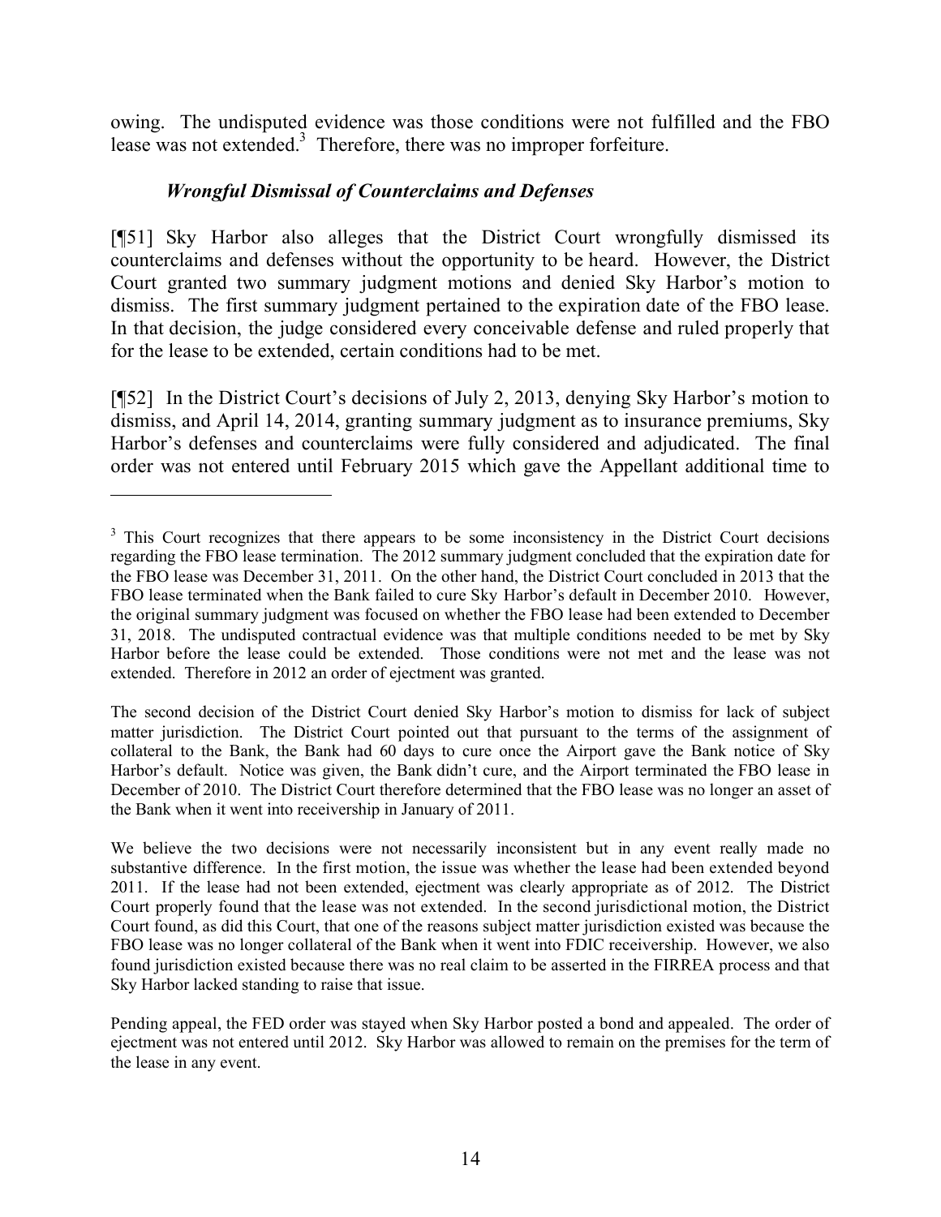owing. The undisputed evidence was those conditions were not fulfilled and the FBO lease was not extended.[3] Therefore, there was no improper forfeiture.

### *Wrongful Dismissal of Counterclaims and Defenses*

[¶51] Sky Harbor also alleges that the District Court wrongfully dismissed its counterclaims and defenses without the opportunity to be heard. However, the District Court granted two summary judgment motions and denied Sky Harbor's motion to dismiss. The first summary judgment pertained to the expiration date of the FBO lease. In that decision, the judge considered every conceivable defense and ruled properly that for the lease to be extended, certain conditions had to be met.

[¶52] In the District Court's decisions of July 2, 2013, denying Sky Harbor's motion to dismiss, and April 14, 2014, granting summary judgment as to insurance premiums, Sky Harbor's defenses and counterclaims were fully considered and adjudicated. The final order was not entered until February 2015 which gave the Appellant additional time to

---

[3] This Court recognizes that there appears to be some inconsistency in the District Court decisions regarding the FBO lease termination. The 2012 summary judgment concluded that the expiration date for the FBO lease was December 31, 2011. On the other hand, the District Court concluded in 2013 that the FBO lease terminated when the Bank failed to cure Sky Harbor's default in December 2010. However, the original summary judgment was focused on whether the FBO lease had been extended to December 31, 2018. The undisputed contractual evidence was that multiple conditions needed to be met by Sky Harbor before the lease could be extended. Those conditions were not met and the lease was not extended. Therefore in 2012 an order of ejectment was granted.

The second decision of the District Court denied Sky Harbor's motion to dismiss for lack of subject matter jurisdiction. The District Court pointed out that pursuant to the terms of the assignment of collateral to the Bank, the Bank had 60 days to cure once the Airport gave the Bank notice of Sky Harbor's default. Notice was given, the Bank didn't cure, and the Airport terminated the FBO lease in December of 2010. The District Court therefore determined that the FBO lease was no longer an asset of the Bank when it went into receivership in January of 2011.

We believe the two decisions were not necessarily inconsistent but in any event really made no substantive difference. In the first motion, the issue was whether the lease had been extended beyond 2011. If the lease had not been extended, ejectment was clearly appropriate as of 2012. The District Court properly found that the lease was not extended. In the second jurisdictional motion, the District Court found, as did this Court, that one of the reasons subject matter jurisdiction existed was because the FBO lease was no longer collateral of the Bank when it went into FDIC receivership. However, we also found jurisdiction existed because there was no real claim to be asserted in the FIRREA process and that Sky Harbor lacked standing to raise that issue.

Pending appeal, the FED order was stayed when Sky Harbor posted a bond and appealed. The order of ejectment was not entered until 2012. Sky Harbor was allowed to remain on the premises for the term of the lease in any event.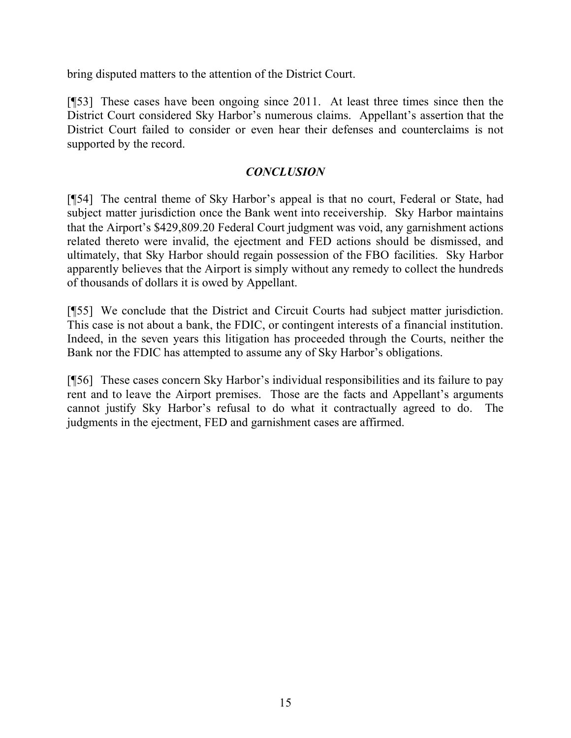bring disputed matters to the attention of the District Court.

[¶53] These cases have been ongoing since 2011. At least three times since then the District Court considered Sky Harbor's numerous claims. Appellant's assertion that the District Court failed to consider or even hear their defenses and counterclaims is not supported by the record.

## *CONCLUSION*

[¶54] The central theme of Sky Harbor's appeal is that no court, Federal or State, had subject matter jurisdiction once the Bank went into receivership. Sky Harbor maintains that the Airport's $429,809.20 Federal Court judgment was void, any garnishment actions related thereto were invalid, the ejectment and FED actions should be dismissed, and ultimately, that Sky Harbor should regain possession of the FBO facilities. Sky Harbor apparently believes that the Airport is simply without any remedy to collect the hundreds of thousands of dollars it is owed by Appellant.

[¶55] We conclude that the District and Circuit Courts had subject matter jurisdiction. This case is not about a bank, the FDIC, or contingent interests of a financial institution. Indeed, in the seven years this litigation has proceeded through the Courts, neither the Bank nor the FDIC has attempted to assume any of Sky Harbor's obligations.

[¶56] These cases concern Sky Harbor's individual responsibilities and its failure to pay rent and to leave the Airport premises. Those are the facts and Appellant's arguments cannot justify Sky Harbor's refusal to do what it contractually agreed to do. The judgments in the ejectment, FED and garnishment cases are affirmed.